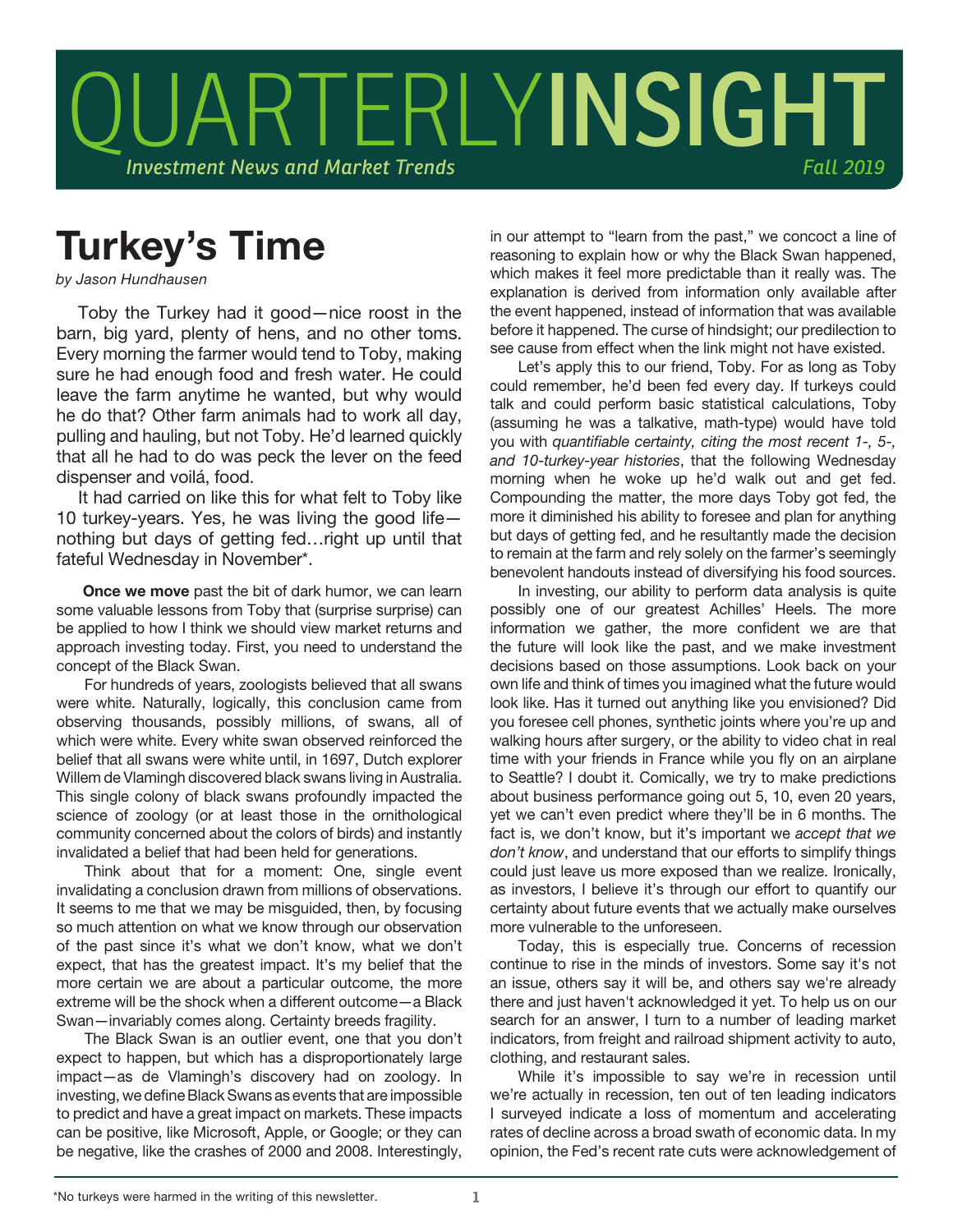# QUARTERLYINSIGHT

*Investment News and Market Trends* *Fall 2019*

## Turkey's Time

*by Jason Hundhausen*

Toby the Turkey had it good—nice roost in the barn, big yard, plenty of hens, and no other toms. Every morning the farmer would tend to Toby, making sure he had enough food and fresh water. He could leave the farm anytime he wanted, but why would he do that? Other farm animals had to work all day, pulling and hauling, but not Toby. He'd learned quickly that all he had to do was peck the lever on the feed dispenser and voilá, food.

It had carried on like this for what felt to Toby like 10 turkey-years. Yes, he was living the good life—nothing but days of getting fed…right up until that fateful Wednesday in November*.

**Once we move** past the bit of dark humor, we can learn some valuable lessons from Toby that (surprise surprise) can be applied to how I think we should view market returns and approach investing today. First, you need to understand the concept of the Black Swan.

For hundreds of years, zoologists believed that all swans were white. Naturally, logically, this conclusion came from observing thousands, possibly millions, of swans, all of which were white. Every white swan observed reinforced the belief that all swans were white until, in 1697, Dutch explorer Willem de Vlamingh discovered black swans living in Australia. This single colony of black swans profoundly impacted the science of zoology (or at least those in the ornithological community concerned about the colors of birds) and instantly invalidated a belief that had been held for generations.

Think about that for a moment: One, single event invalidating a conclusion drawn from millions of observations. It seems to me that we may be misguided, then, by focusing so much attention on what we know through our observation of the past since it's what we don't know, what we don't expect, that has the greatest impact. It's my belief that the more certain we are about a particular outcome, the more extreme will be the shock when a different outcome—a Black Swan—invariably comes along. Certainty breeds fragility.

The Black Swan is an outlier event, one that you don't expect to happen, but which has a disproportionately large impact—as de Vlamingh's discovery had on zoology. In investing, we define Black Swans as events that are impossible to predict and have a great impact on markets. These impacts can be positive, like Microsoft, Apple, or Google; or they can be negative, like the crashes of 2000 and 2008. Interestingly, in our attempt to "learn from the past," we concoct a line of reasoning to explain how or why the Black Swan happened, which makes it feel more predictable than it really was. The explanation is derived from information only available after the event happened, instead of information that was available before it happened. The curse of hindsight; our predilection to see cause from effect when the link might not have existed.

Let's apply this to our friend, Toby. For as long as Toby could remember, he'd been fed every day. If turkeys could talk and could perform basic statistical calculations, Toby (assuming he was a talkative, math-type) would have told you with *quantifiable certainty, citing the most recent 1-, 5-, and 10-turkey-year histories*, that the following Wednesday morning when he woke up he'd walk out and get fed. Compounding the matter, the more days Toby got fed, the more it diminished his ability to foresee and plan for anything but days of getting fed, and he resultantly made the decision to remain at the farm and rely solely on the farmer's seemingly benevolent handouts instead of diversifying his food sources.

In investing, our ability to perform data analysis is quite possibly one of our greatest Achilles' Heels. The more information we gather, the more confident we are that the future will look like the past, and we make investment decisions based on those assumptions. Look back on your own life and think of times you imagined what the future would look like. Has it turned out anything like you envisioned? Did you foresee cell phones, synthetic joints where you're up and walking hours after surgery, or the ability to video chat in real time with your friends in France while you fly on an airplane to Seattle? I doubt it. Comically, we try to make predictions about business performance going out 5, 10, even 20 years, yet we can't even predict where they'll be in 6 months. The fact is, we don't know, but it's important we *accept that we don't know*, and understand that our efforts to simplify things could just leave us more exposed than we realize. Ironically, as investors, I believe it's through our effort to quantify our certainty about future events that we actually make ourselves more vulnerable to the unforeseen.

Today, this is especially true. Concerns of recession continue to rise in the minds of investors. Some say it's not an issue, others say it will be, and others say we're already there and just haven't acknowledged it yet. To help us on our search for an answer, I turn to a number of leading market indicators, from freight and railroad shipment activity to auto, clothing, and restaurant sales.

While it's impossible to say we're in recession until we're actually in recession, ten out of ten leading indicators I surveyed indicate a loss of momentum and accelerating rates of decline across a broad swath of economic data. In my opinion, the Fed's recent rate cuts were acknowledgement of

*No turkeys were harmed in the writing of this newsletter.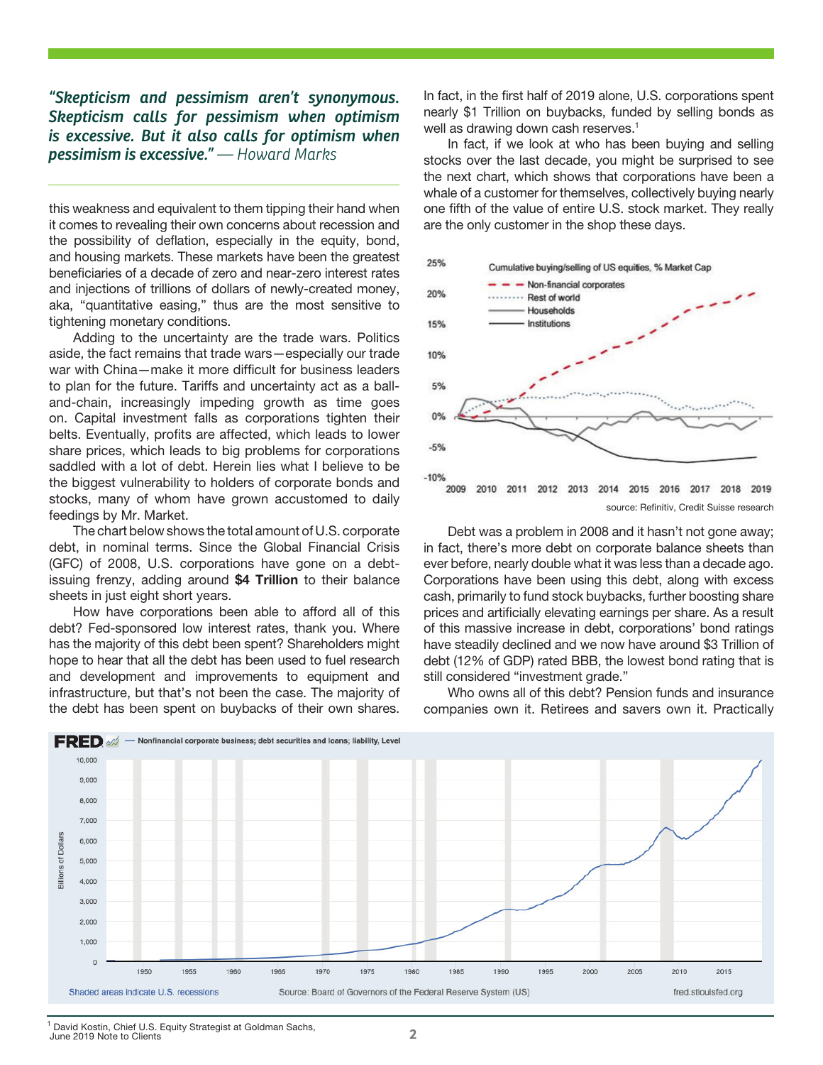*"Skepticism and pessimism aren't synonymous. Skepticism calls for pessimism when optimism is excessive. But it also calls for optimism when pessimism is excessive."* — Howard Marks

this weakness and equivalent to them tipping their hand when it comes to revealing their own concerns about recession and the possibility of deflation, especially in the equity, bond, and housing markets. These markets have been the greatest beneficiaries of a decade of zero and near-zero interest rates and injections of trillions of dollars of newly-created money, aka, "quantitative easing," thus are the most sensitive to tightening monetary conditions.

Adding to the uncertainty are the trade wars. Politics aside, the fact remains that trade wars—especially our trade war with China—make it more difficult for business leaders to plan for the future. Tariffs and uncertainty act as a ball-and-chain, increasingly impeding growth as time goes on. Capital investment falls as corporations tighten their belts. Eventually, profits are affected, which leads to lower share prices, which leads to big problems for corporations saddled with a lot of debt. Herein lies what I believe to be the biggest vulnerability to holders of corporate bonds and stocks, many of whom have grown accustomed to daily feedings by Mr. Market.

The chart below shows the total amount of U.S. corporate debt, in nominal terms. Since the Global Financial Crisis (GFC) of 2008, U.S. corporations have gone on a debt-issuing frenzy, adding around **$4 Trillion** to their balance sheets in just eight short years.

How have corporations been able to afford all of this debt? Fed-sponsored low interest rates, thank you. Where has the majority of this debt been spent? Shareholders might hope to hear that all the debt has been used to fuel research and development and improvements to equipment and infrastructure, but that's not been the case. The majority of the debt has been spent on buybacks of their own shares. In fact, in the first half of 2019 alone, U.S. corporations spent nearly $1 Trillion on buybacks, funded by selling bonds as well as drawing down cash reserves.[1]

In fact, if we look at who has been buying and selling stocks over the last decade, you might be surprised to see the next chart, which shows that corporations have been a whale of a customer for themselves, collectively buying nearly one fifth of the value of entire U.S. stock market. They really are the only customer in the shop these days.

source: Refinitiv, Credit Suisse research

Debt was a problem in 2008 and it hasn't not gone away; in fact, there's more debt on corporate balance sheets than ever before, nearly double what it was less than a decade ago. Corporations have been using this debt, along with excess cash, primarily to fund stock buybacks, further boosting share prices and artificially elevating earnings per share. As a result of this massive increase in debt, corporations' bond ratings have steadily declined and we now have around $3 Trillion of debt (12% of GDP) rated BBB, the lowest bond rating that is still considered "investment grade."

Who owns all of this debt? Pension funds and insurance companies own it. Retirees and savers own it. Practically

Shaded areas indicate U.S. recessions — Source: Board of Governors of the Federal Reserve System (US) — fred.stlouisfed.org

[1] David Kostin, Chief U.S. Equity Strategist at Goldman Sachs, June 2019 Note to Clients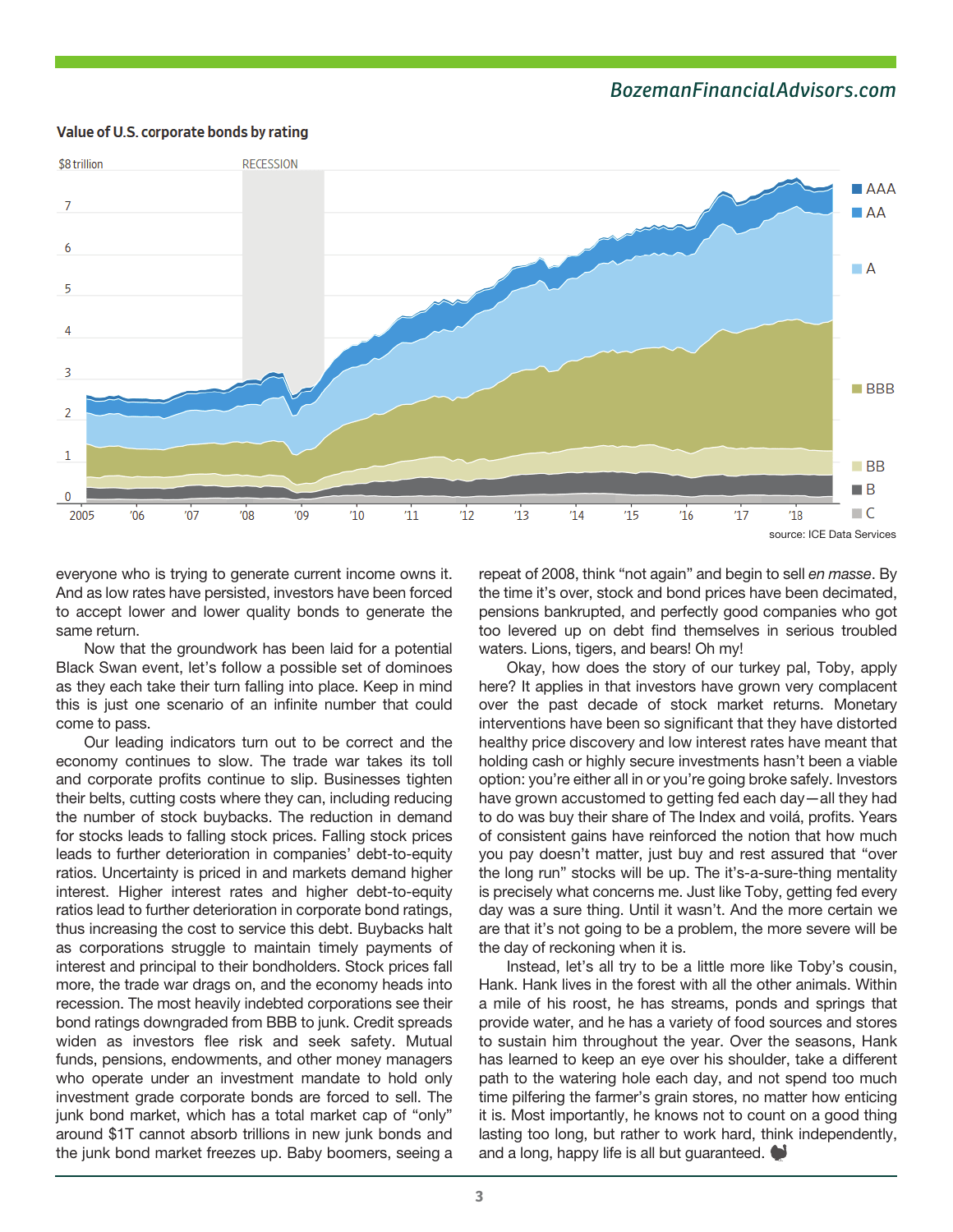Value of U.S. corporate bonds by rating

$8 trillion
7
6
5
4
3
2
1
0

RECESSION

2005 '06 '07 '08 '09 '10 '11 '12 '13 '14 '15 '16 '17 '18

AAA
AA
A
BBB
BB
B
C

source: ICE Data Services

everyone who is trying to generate current income owns it. And as low rates have persisted, investors have been forced to accept lower and lower quality bonds to generate the same return.

Now that the groundwork has been laid for a potential Black Swan event, let's follow a possible set of dominoes as they each take their turn falling into place. Keep in mind this is just one scenario of an infinite number that could come to pass.

Our leading indicators turn out to be correct and the economy continues to slow. The trade war takes its toll and corporate profits continue to slip. Businesses tighten their belts, cutting costs where they can, including reducing the number of stock buybacks. The reduction in demand for stocks leads to falling stock prices. Falling stock prices leads to further deterioration in companies' debt-to-equity ratios. Uncertainty is priced in and markets demand higher interest. Higher interest rates and higher debt-to-equity ratios lead to further deterioration in corporate bond ratings, thus increasing the cost to service this debt. Buybacks halt as corporations struggle to maintain timely payments of interest and principal to their bondholders. Stock prices fall more, the trade war drags on, and the economy heads into recession. The most heavily indebted corporations see their bond ratings downgraded from BBB to junk. Credit spreads widen as investors flee risk and seek safety. Mutual funds, pensions, endowments, and other money managers who operate under an investment mandate to hold only investment grade corporate bonds are forced to sell. The junk bond market, which has a total market cap of "only" around $1T cannot absorb trillions in new junk bonds and the junk bond market freezes up. Baby boomers, seeing a repeat of 2008, think "not again" and begin to sell *en masse*. By the time it's over, stock and bond prices have been decimated, pensions bankrupted, and perfectly good companies who got too levered up on debt find themselves in serious troubled waters. Lions, tigers, and bears! Oh my!

Okay, how does the story of our turkey pal, Toby, apply here? It applies in that investors have grown very complacent over the past decade of stock market returns. Monetary interventions have been so significant that they have distorted healthy price discovery and low interest rates have meant that holding cash or highly secure investments hasn't been a viable option: you're either all in or you're going broke safely. Investors have grown accustomed to getting fed each day—all they had to do was buy their share of The Index and voilá, profits. Years of consistent gains have reinforced the notion that how much you pay doesn't matter, just buy and rest assured that "over the long run" stocks will be up. The it's-a-sure-thing mentality is precisely what concerns me. Just like Toby, getting fed every day was a sure thing. Until it wasn't. And the more certain we are that it's not going to be a problem, the more severe will be the day of reckoning when it is.

Instead, let's all try to be a little more like Toby's cousin, Hank. Hank lives in the forest with all the other animals. Within a mile of his roost, he has streams, ponds and springs that provide water, and he has a variety of food sources and stores to sustain him throughout the year. Over the seasons, Hank has learned to keep an eye over his shoulder, take a different path to the watering hole each day, and not spend too much time pilfering the farmer's grain stores, no matter how enticing it is. Most importantly, he knows not to count on a good thing lasting too long, but rather to work hard, think independently, and a long, happy life is all but guaranteed.